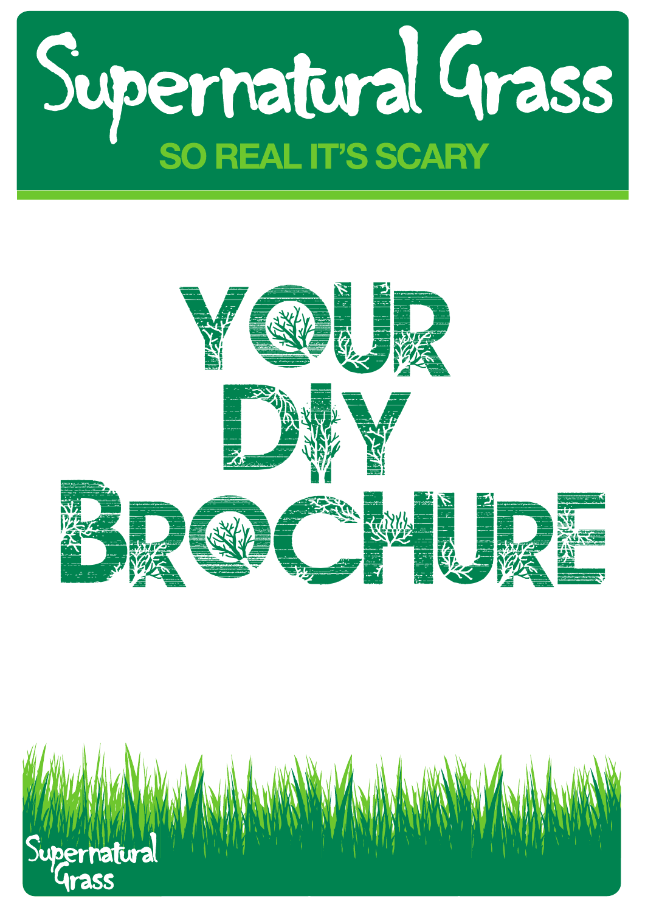# Supernatural Grass

**SO REAL IT'S SCARY**

# YOUR DIY BROCHURE

Supernatural Grass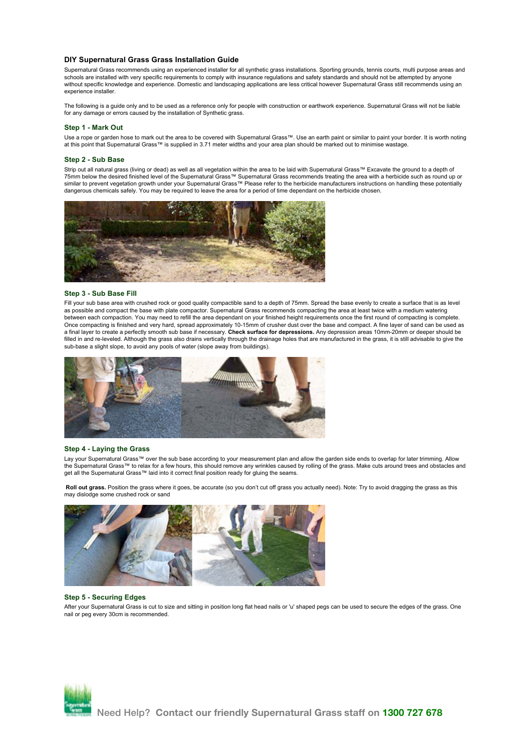## DIY Supernatural Grass Grass Installation Guide

Supernatural Grass recommends using an experienced installer for all synthetic grass installations. Sporting grounds, tennis courts, multi purpose areas and schools are installed with very specific requirements to comply with insurance regulations and safety standards and should not be attempted by anyone without specific knowledge and experience. Domestic and landscaping applications are less critical however Supernatural Grass still recommends using an experience installer.

The following is a guide only and to be used as a reference only for people with construction or earthwork experience. Supernatural Grass will not be liable for any damage or errors caused by the installation of Synthetic grass.

### Step 1 - Mark Out

Use a rope or garden hose to mark out the area to be covered with Supernatural Grass™. Use an earth paint or similar to paint your border. It is worth noting at this point that Supernatural Grass™ is supplied in 3.71 meter widths and your area plan should be marked out to minimise wastage.

### Step 2 - Sub Base

Strip out all natural grass (living or dead) as well as all vegetation within the area to be laid with Supernatural Grass™ Excavate the ground to a depth of 75mm below the desired finished level of the Supernatural Grass™ Supernatural Grass recommends treating the area with a herbicide such as round up or similar to prevent vegetation growth under your Supernatural Grass™ Please refer to the herbicide manufacturers instructions on handling these potentially dangerous chemicals safely. You may be required to leave the area for a period of time dependant on the herbicide chosen.

### Step 3 - Sub Base Fill

Fill your sub base area with crushed rock or good quality compactible sand to a depth of 75mm. Spread the base evenly to create a surface that is as level as possible and compact the base with plate compactor. Supernatural Grass recommends compacting the area at least twice with a medium watering between each compaction. You may need to refill the area dependant on your finished height requirements once the first round of compacting is complete. Once compacting is finished and very hard, spread approximately 10-15mm of crusher dust over the base and compact. A fine layer of sand can be used as a final layer to create a perfectly smooth sub base if necessary. **Check surface for depressions.** Any depression areas 10mm-20mm or deeper should be filled in and re-leveled. Although the grass also drains vertically through the drainage holes that are manufactured in the grass, it is still advisable to give the sub-base a slight slope, to avoid any pools of water (slope away from buildings).

### Step 4 - Laying the Grass

Lay your Supernatural Grass™ over the sub base according to your measurement plan and allow the garden side ends to overlap for later trimming. Allow the Supernatural Grass™ to relax for a few hours, this should remove any wrinkles caused by rolling of the grass. Make cuts around trees and obstacles and get all the Supernatural Grass™ laid into it correct final position ready for gluing the seams.

**Roll out grass.** Position the grass where it goes, be accurate (so you don't cut off grass you actually need). Note: Try to avoid dragging the grass as this may dislodge some crushed rock or sand

### Step 5 - Securing Edges

After your Supernatural Grass is cut to size and sitting in position long flat head nails or 'u' shaped pegs can be used to secure the edges of the grass. One nail or peg every 30cm is recommended.

Need Help? Contact our friendly Supernatural Grass staff on **1300 727 678**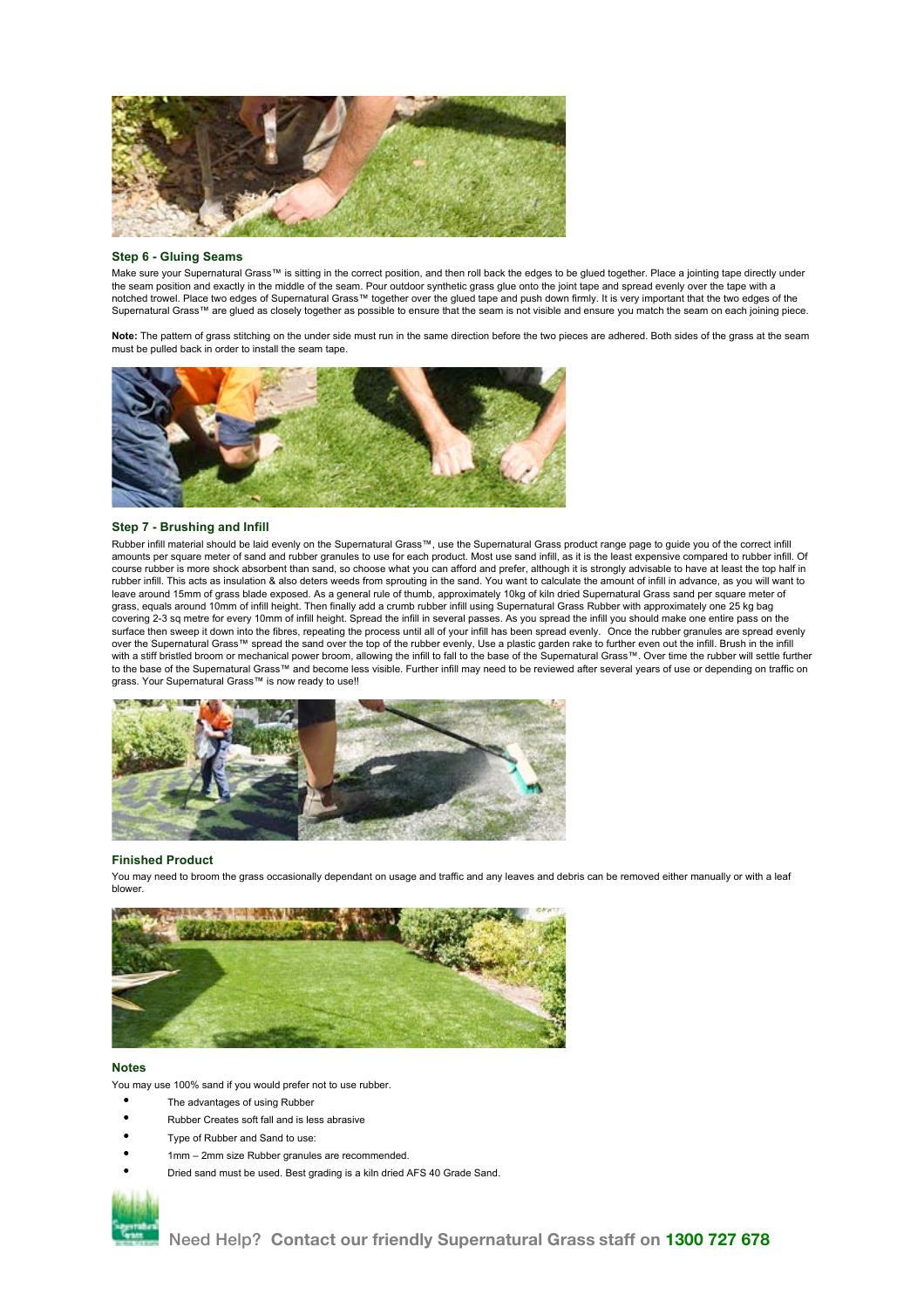### Step 6 - Gluing Seams

Make sure your Supernatural Grass™ is sitting in the correct position, and then roll back the edges to be glued together. Place a jointing tape directly under the seam position and exactly in the middle of the seam. Pour outdoor synthetic grass glue onto the joint tape and spread evenly over the tape with a notched trowel. Place two edges of Supernatural Grass™ together over the glued tape and push down firmly. It is very important that the two edges of the Supernatural Grass™ are glued as closely together as possible to ensure that the seam is not visible and ensure you match the seam on each joining piece.

**Note:** The pattern of grass stitching on the under side must run in the same direction before the two pieces are adhered. Both sides of the grass at the seam must be pulled back in order to install the seam tape.

### Step 7 - Brushing and Infill

Rubber infill material should be laid evenly on the Supernatural Grass™, use the Supernatural Grass product range page to guide you of the correct infill amounts per square meter of sand and rubber granules to use for each product. Most use sand infill, as it is the least expensive compared to rubber infill. Of course rubber is more shock absorbent than sand, so choose what you can afford and prefer, although it is strongly advisable to have at least the top half in rubber infill. This acts as insulation & also deters weeds from sprouting in the sand. You want to calculate the amount of infill in advance, as you will want to leave around 15mm of grass blade exposed. As a general rule of thumb, approximately 10kg of kiln dried Supernatural Grass sand per square meter of grass, equals around 10mm of infill height. Then finally add a crumb rubber infill using Supernatural Grass Rubber with approximately one 25 kg bag covering 2-3 sq metre for every 10mm of infill height. Spread the infill in several passes. As you spread the infill you should make one entire pass on the surface then sweep it down into the fibres, repeating the process until all of your infill has been spread evenly. Once the rubber granules are spread evenly over the Supernatural Grass™ spread the sand over the top of the rubber evenly, Use a plastic garden rake to further even out the infill. Brush in the infill with a stiff bristled broom or mechanical power broom, allowing the infill to fall to the base of the Supernatural Grass™. Over time the rubber will settle further to the base of the Supernatural Grass™ and become less visible. Further infill may need to be reviewed after several years of use or depending on traffic on grass. Your Supernatural Grass™ is now ready to use!!

### Finished Product

You may need to broom the grass occasionally dependant on usage and traffic and any leaves and debris can be removed either manually or with a leaf blower.

### Notes

You may use 100% sand if you would prefer not to use rubber.

- The advantages of using Rubber
- Rubber Creates soft fall and is less abrasive
- Type of Rubber and Sand to use:
- 1mm – 2mm size Rubber granules are recommended.
- Dried sand must be used. Best grading is a kiln dried AFS 40 Grade Sand.

**Need Help? Contact our friendly Supernatural Grass staff on 1300 727 678**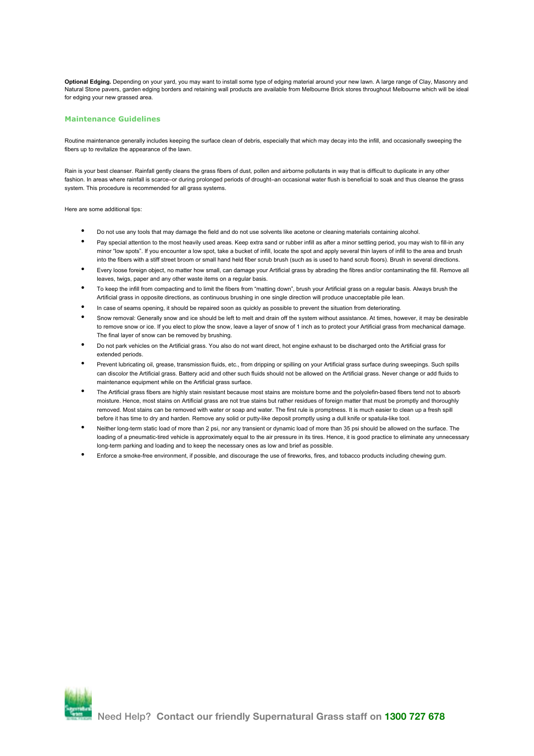**Optional Edging.** Depending on your yard, you may want to install some type of edging material around your new lawn. A large range of Clay, Masonry and Natural Stone pavers, garden edging borders and retaining wall products are available from Melbourne Brick stores throughout Melbourne which will be ideal for edging your new grassed area.

## Maintenance Guidelines

Routine maintenance generally includes keeping the surface clean of debris, especially that which may decay into the infill, and occasionally sweeping the fibers up to revitalize the appearance of the lawn.

Rain is your best cleanser. Rainfall gently cleans the grass fibers of dust, pollen and airborne pollutants in way that is difficult to duplicate in any other fashion. In areas where rainfall is scarce–or during prolonged periods of drought–an occasional water flush is beneficial to soak and thus cleanse the grass system. This procedure is recommended for all grass systems.

Here are some additional tips:

- Do not use any tools that may damage the field and do not use solvents like acetone or cleaning materials containing alcohol.
- Pay special attention to the most heavily used areas. Keep extra sand or rubber infill as after a minor settling period, you may wish to fill-in any minor "low spots". If you encounter a low spot, take a bucket of infill, locate the spot and apply several thin layers of infill to the area and brush into the fibers with a stiff street broom or small hand held fiber scrub brush (such as is used to hand scrub floors). Brush in several directions.
- Every loose foreign object, no matter how small, can damage your Artificial grass by abrading the fibres and/or contaminating the fill. Remove all leaves, twigs, paper and any other waste items on a regular basis.
- To keep the infill from compacting and to limit the fibers from "matting down", brush your Artificial grass on a regular basis. Always brush the Artificial grass in opposite directions, as continuous brushing in one single direction will produce unacceptable pile lean.
- In case of seams opening, it should be repaired soon as quickly as possible to prevent the situation from deteriorating.
- Snow removal: Generally snow and ice should be left to melt and drain off the system without assistance. At times, however, it may be desirable to remove snow or ice. If you elect to plow the snow, leave a layer of snow of 1 inch as to protect your Artificial grass from mechanical damage. The final layer of snow can be removed by brushing.
- Do not park vehicles on the Artificial grass. You also do not want direct, hot engine exhaust to be discharged onto the Artificial grass for extended periods.
- Prevent lubricating oil, grease, transmission fluids, etc., from dripping or spilling on your Artificial grass surface during sweepings. Such spills can discolor the Artificial grass. Battery acid and other such fluids should not be allowed on the Artificial grass. Never change or add fluids to maintenance equipment while on the Artificial grass surface.
- The Artificial grass fibers are highly stain resistant because most stains are moisture borne and the polyolefin-based fibers tend not to absorb moisture. Hence, most stains on Artificial grass are not true stains but rather residues of foreign matter that must be promptly and thoroughly removed. Most stains can be removed with water or soap and water. The first rule is promptness. It is much easier to clean up a fresh spill before it has time to dry and harden. Remove any solid or putty-like deposit promptly using a dull knife or spatula-like tool.
- Neither long-term static load of more than 2 psi, nor any transient or dynamic load of more than 35 psi should be allowed on the surface. The loading of a pneumatic-tired vehicle is approximately equal to the air pressure in its tires. Hence, it is good practice to eliminate any unnecessary long-term parking and loading and to keep the necessary ones as low and brief as possible.
- Enforce a smoke-free environment, if possible, and discourage the use of fireworks, fires, and tobacco products including chewing gum.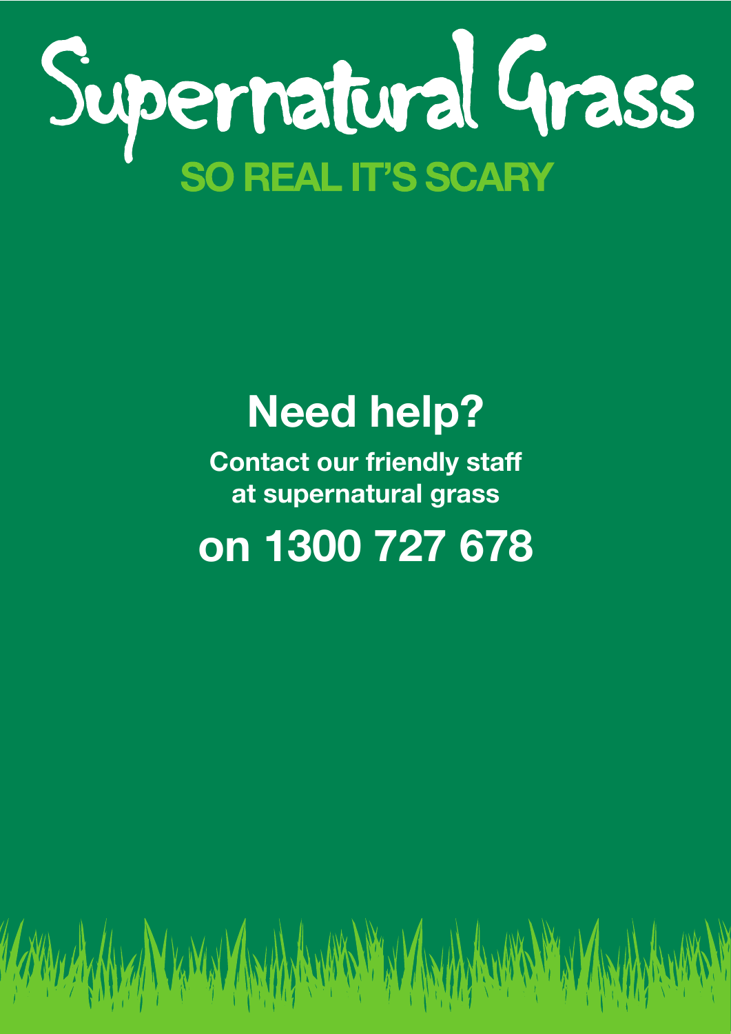# Supernatural Grass

**SO REAL IT'S SCARY**

## Need help?

**Contact our friendly staff at supernatural grass**

## on 1300 727 678